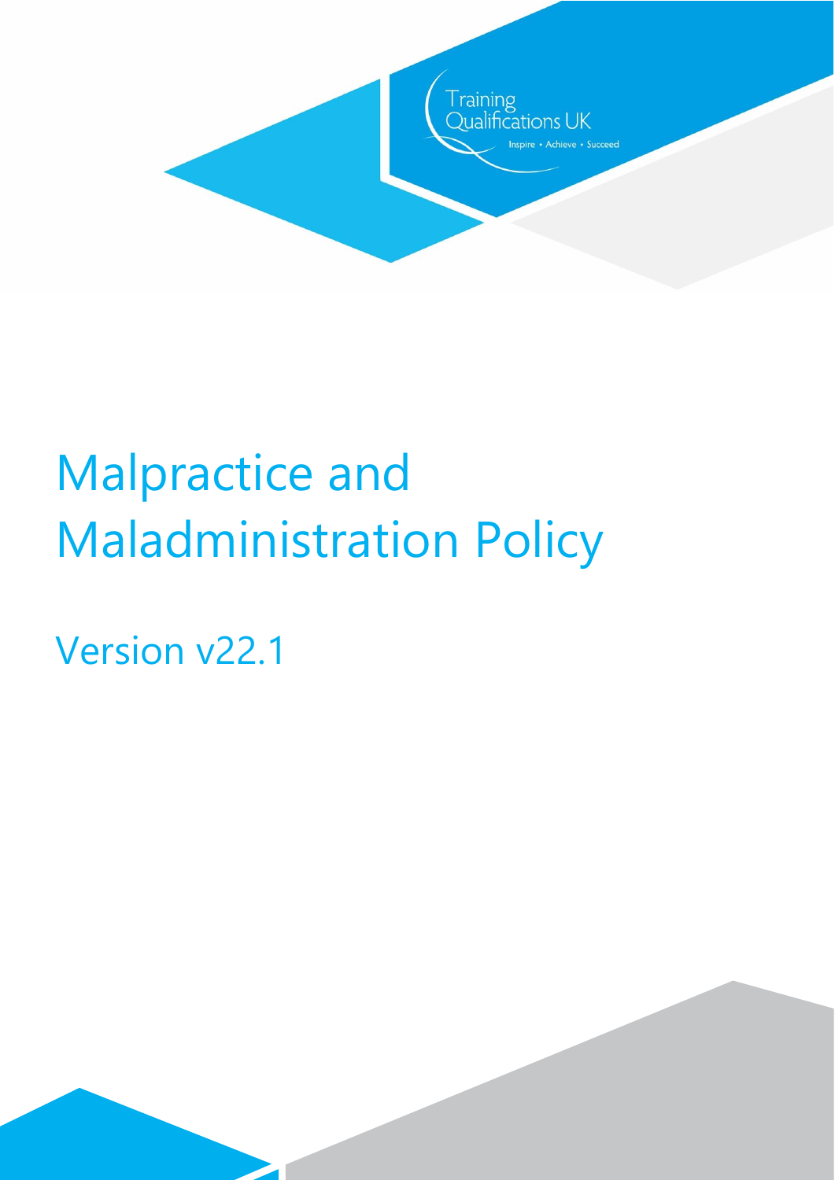Training Qualifications UK

Inspire • Achieve • Succeed

# Malpractice and Maladministration Policy

## Version v22.1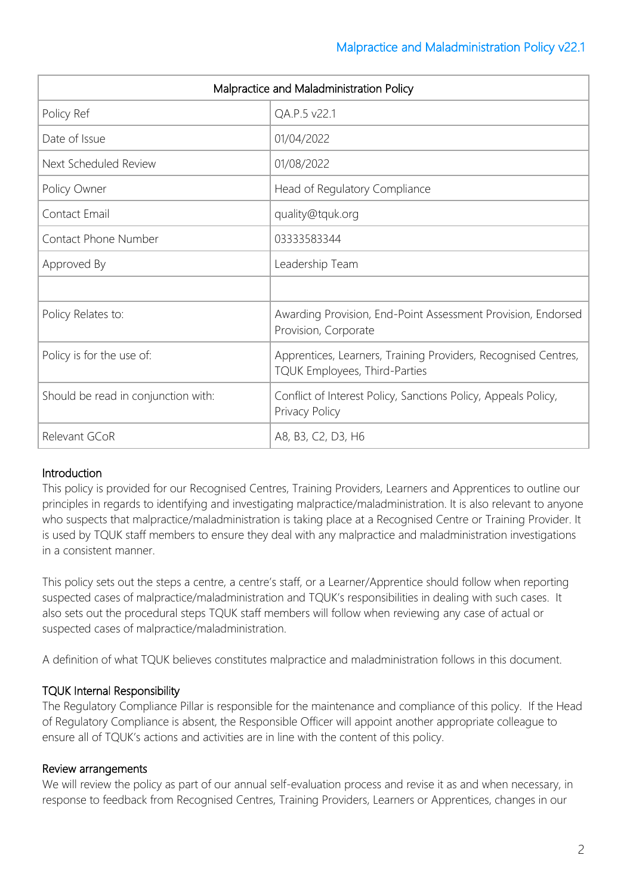| Malpractice and Maladministration Policy | |
|---|---|
| Policy Ref | QA.P.5 v22.1 |
| Date of Issue | 01/04/2022 |
| Next Scheduled Review | 01/08/2022 |
| Policy Owner | Head of Regulatory Compliance |
| Contact Email | quality@tquk.org |
| Contact Phone Number | 03333583344 |
| Approved By | Leadership Team |
| | |
| Policy Relates to: | Awarding Provision, End-Point Assessment Provision, Endorsed Provision, Corporate |
| Policy is for the use of: | Apprentices, Learners, Training Providers, Recognised Centres, TQUK Employees, Third-Parties |
| Should be read in conjunction with: | Conflict of Interest Policy, Sanctions Policy, Appeals Policy, Privacy Policy |
| Relevant GCoR | A8, B3, C2, D3, H6 |

## Introduction

This policy is provided for our Recognised Centres, Training Providers, Learners and Apprentices to outline our principles in regards to identifying and investigating malpractice/maladministration. It is also relevant to anyone who suspects that malpractice/maladministration is taking place at a Recognised Centre or Training Provider. It is used by TQUK staff members to ensure they deal with any malpractice and maladministration investigations in a consistent manner.

This policy sets out the steps a centre, a centre's staff, or a Learner/Apprentice should follow when reporting suspected cases of malpractice/maladministration and TQUK's responsibilities in dealing with such cases. It also sets out the procedural steps TQUK staff members will follow when reviewing any case of actual or suspected cases of malpractice/maladministration.

A definition of what TQUK believes constitutes malpractice and maladministration follows in this document.

## TQUK Internal Responsibility

The Regulatory Compliance Pillar is responsible for the maintenance and compliance of this policy. If the Head of Regulatory Compliance is absent, the Responsible Officer will appoint another appropriate colleague to ensure all of TQUK's actions and activities are in line with the content of this policy.

## Review arrangements

We will review the policy as part of our annual self-evaluation process and revise it as and when necessary, in response to feedback from Recognised Centres, Training Providers, Learners or Apprentices, changes in our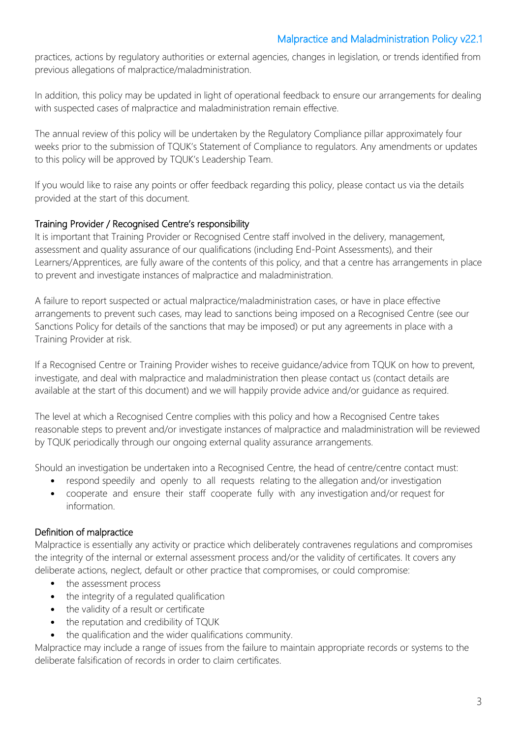practices, actions by regulatory authorities or external agencies, changes in legislation, or trends identified from previous allegations of malpractice/maladministration.

In addition, this policy may be updated in light of operational feedback to ensure our arrangements for dealing with suspected cases of malpractice and maladministration remain effective.

The annual review of this policy will be undertaken by the Regulatory Compliance pillar approximately four weeks prior to the submission of TQUK's Statement of Compliance to regulators. Any amendments or updates to this policy will be approved by TQUK's Leadership Team.

If you would like to raise any points or offer feedback regarding this policy, please contact us via the details provided at the start of this document.

## Training Provider / Recognised Centre's responsibility

It is important that Training Provider or Recognised Centre staff involved in the delivery, management, assessment and quality assurance of our qualifications (including End-Point Assessments), and their Learners/Apprentices, are fully aware of the contents of this policy, and that a centre has arrangements in place to prevent and investigate instances of malpractice and maladministration.

A failure to report suspected or actual malpractice/maladministration cases, or have in place effective arrangements to prevent such cases, may lead to sanctions being imposed on a Recognised Centre (see our Sanctions Policy for details of the sanctions that may be imposed) or put any agreements in place with a Training Provider at risk.

If a Recognised Centre or Training Provider wishes to receive guidance/advice from TQUK on how to prevent, investigate, and deal with malpractice and maladministration then please contact us (contact details are available at the start of this document) and we will happily provide advice and/or guidance as required.

The level at which a Recognised Centre complies with this policy and how a Recognised Centre takes reasonable steps to prevent and/or investigate instances of malpractice and maladministration will be reviewed by TQUK periodically through our ongoing external quality assurance arrangements.

Should an investigation be undertaken into a Recognised Centre, the head of centre/centre contact must:

- respond speedily and openly to all requests relating to the allegation and/or investigation
- cooperate and ensure their staff cooperate fully with any investigation and/or request for information.

## Definition of malpractice

Malpractice is essentially any activity or practice which deliberately contravenes regulations and compromises the integrity of the internal or external assessment process and/or the validity of certificates. It covers any deliberate actions, neglect, default or other practice that compromises, or could compromise:

- the assessment process
- the integrity of a regulated qualification
- the validity of a result or certificate
- the reputation and credibility of TQUK
- the qualification and the wider qualifications community.

Malpractice may include a range of issues from the failure to maintain appropriate records or systems to the deliberate falsification of records in order to claim certificates.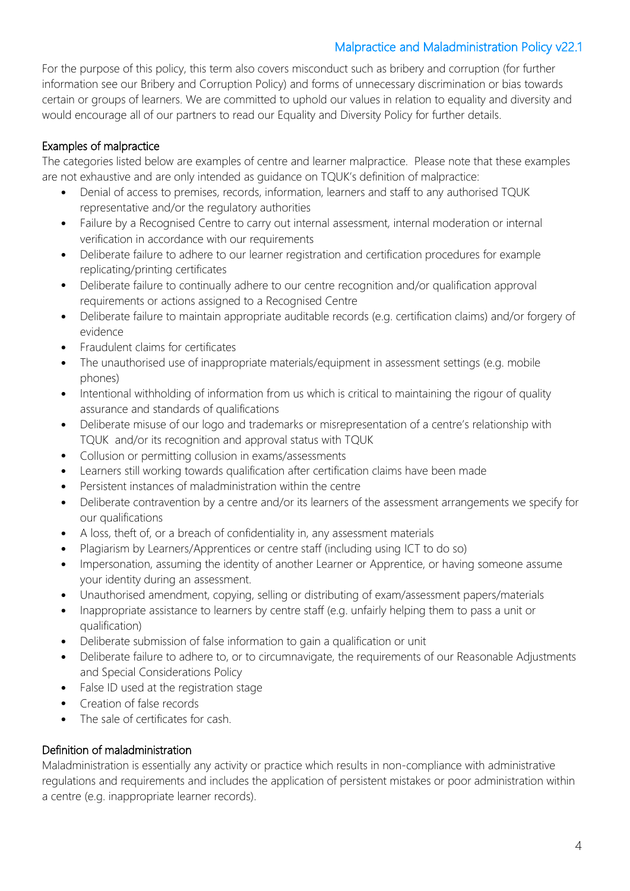For the purpose of this policy, this term also covers misconduct such as bribery and corruption (for further information see our Bribery and Corruption Policy) and forms of unnecessary discrimination or bias towards certain or groups of learners. We are committed to uphold our values in relation to equality and diversity and would encourage all of our partners to read our Equality and Diversity Policy for further details.

### Examples of malpractice

The categories listed below are examples of centre and learner malpractice. Please note that these examples are not exhaustive and are only intended as guidance on TQUK's definition of malpractice:

- Denial of access to premises, records, information, learners and staff to any authorised TQUK representative and/or the regulatory authorities
- Failure by a Recognised Centre to carry out internal assessment, internal moderation or internal verification in accordance with our requirements
- Deliberate failure to adhere to our learner registration and certification procedures for example replicating/printing certificates
- Deliberate failure to continually adhere to our centre recognition and/or qualification approval requirements or actions assigned to a Recognised Centre
- Deliberate failure to maintain appropriate auditable records (e.g. certification claims) and/or forgery of evidence
- Fraudulent claims for certificates
- The unauthorised use of inappropriate materials/equipment in assessment settings (e.g. mobile phones)
- Intentional withholding of information from us which is critical to maintaining the rigour of quality assurance and standards of qualifications
- Deliberate misuse of our logo and trademarks or misrepresentation of a centre's relationship with TQUK and/or its recognition and approval status with TQUK
- Collusion or permitting collusion in exams/assessments
- Learners still working towards qualification after certification claims have been made
- Persistent instances of maladministration within the centre
- Deliberate contravention by a centre and/or its learners of the assessment arrangements we specify for our qualifications
- A loss, theft of, or a breach of confidentiality in, any assessment materials
- Plagiarism by Learners/Apprentices or centre staff (including using ICT to do so)
- Impersonation, assuming the identity of another Learner or Apprentice, or having someone assume your identity during an assessment.
- Unauthorised amendment, copying, selling or distributing of exam/assessment papers/materials
- Inappropriate assistance to learners by centre staff (e.g. unfairly helping them to pass a unit or qualification)
- Deliberate submission of false information to gain a qualification or unit
- Deliberate failure to adhere to, or to circumnavigate, the requirements of our Reasonable Adjustments and Special Considerations Policy
- False ID used at the registration stage
- Creation of false records
- The sale of certificates for cash.

### Definition of maladministration

Maladministration is essentially any activity or practice which results in non-compliance with administrative regulations and requirements and includes the application of persistent mistakes or poor administration within a centre (e.g. inappropriate learner records).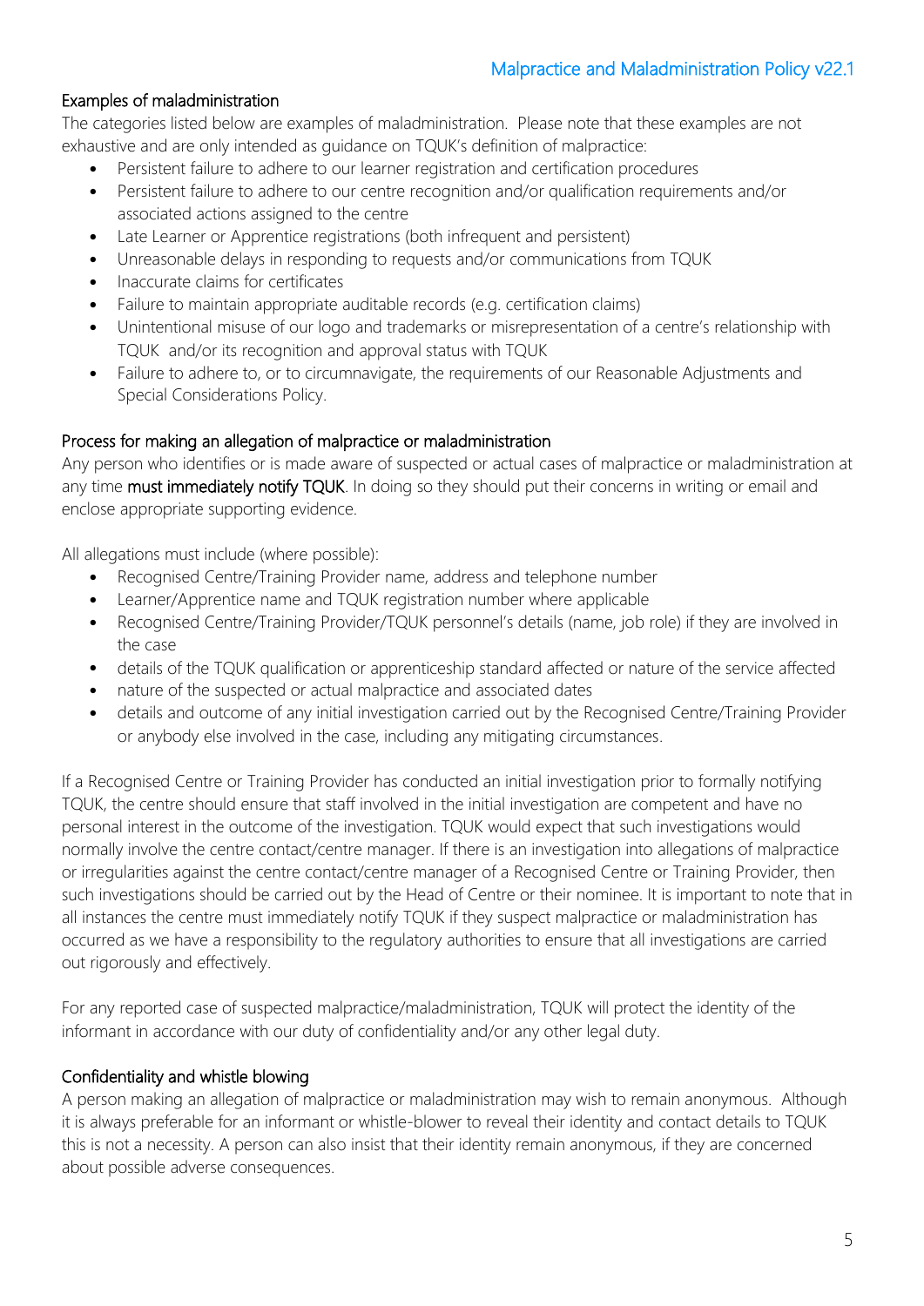### Examples of maladministration

The categories listed below are examples of maladministration. Please note that these examples are not exhaustive and are only intended as guidance on TQUK's definition of malpractice:

- Persistent failure to adhere to our learner registration and certification procedures
- Persistent failure to adhere to our centre recognition and/or qualification requirements and/or associated actions assigned to the centre
- Late Learner or Apprentice registrations (both infrequent and persistent)
- Unreasonable delays in responding to requests and/or communications from TQUK
- Inaccurate claims for certificates
- Failure to maintain appropriate auditable records (e.g. certification claims)
- Unintentional misuse of our logo and trademarks or misrepresentation of a centre's relationship with TQUK and/or its recognition and approval status with TQUK
- Failure to adhere to, or to circumnavigate, the requirements of our Reasonable Adjustments and Special Considerations Policy.

### Process for making an allegation of malpractice or maladministration

Any person who identifies or is made aware of suspected or actual cases of malpractice or maladministration at any time **must immediately notify TQUK**. In doing so they should put their concerns in writing or email and enclose appropriate supporting evidence.

All allegations must include (where possible):

- Recognised Centre/Training Provider name, address and telephone number
- Learner/Apprentice name and TQUK registration number where applicable
- Recognised Centre/Training Provider/TQUK personnel's details (name, job role) if they are involved in the case
- details of the TQUK qualification or apprenticeship standard affected or nature of the service affected
- nature of the suspected or actual malpractice and associated dates
- details and outcome of any initial investigation carried out by the Recognised Centre/Training Provider or anybody else involved in the case, including any mitigating circumstances.

If a Recognised Centre or Training Provider has conducted an initial investigation prior to formally notifying TQUK, the centre should ensure that staff involved in the initial investigation are competent and have no personal interest in the outcome of the investigation. TQUK would expect that such investigations would normally involve the centre contact/centre manager. If there is an investigation into allegations of malpractice or irregularities against the centre contact/centre manager of a Recognised Centre or Training Provider, then such investigations should be carried out by the Head of Centre or their nominee. It is important to note that in all instances the centre must immediately notify TQUK if they suspect malpractice or maladministration has occurred as we have a responsibility to the regulatory authorities to ensure that all investigations are carried out rigorously and effectively.

For any reported case of suspected malpractice/maladministration, TQUK will protect the identity of the informant in accordance with our duty of confidentiality and/or any other legal duty.

### Confidentiality and whistle blowing

A person making an allegation of malpractice or maladministration may wish to remain anonymous. Although it is always preferable for an informant or whistle-blower to reveal their identity and contact details to TQUK this is not a necessity. A person can also insist that their identity remain anonymous, if they are concerned about possible adverse consequences.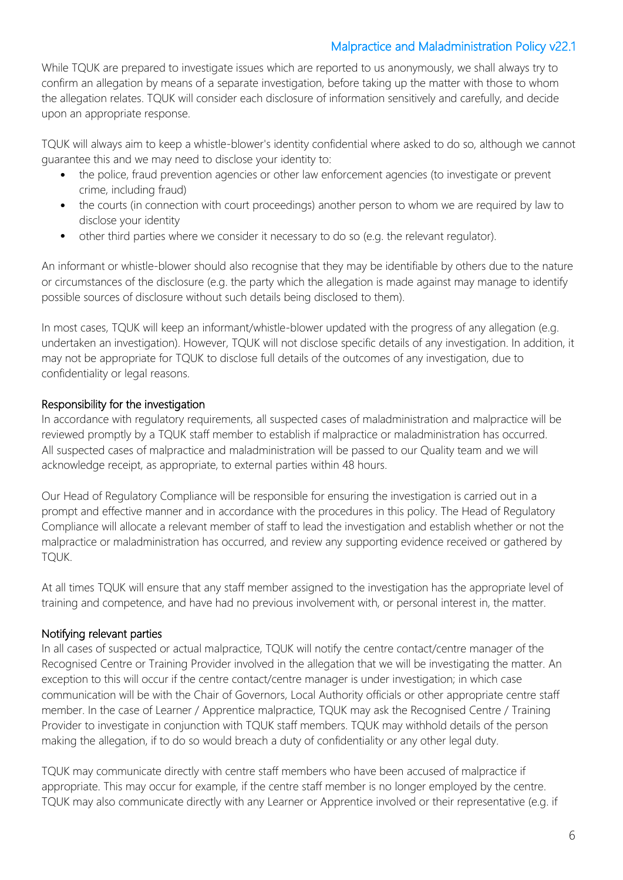While TQUK are prepared to investigate issues which are reported to us anonymously, we shall always try to confirm an allegation by means of a separate investigation, before taking up the matter with those to whom the allegation relates. TQUK will consider each disclosure of information sensitively and carefully, and decide upon an appropriate response.

TQUK will always aim to keep a whistle-blower's identity confidential where asked to do so, although we cannot guarantee this and we may need to disclose your identity to:

- the police, fraud prevention agencies or other law enforcement agencies (to investigate or prevent crime, including fraud)
- the courts (in connection with court proceedings) another person to whom we are required by law to disclose your identity
- other third parties where we consider it necessary to do so (e.g. the relevant regulator).

An informant or whistle-blower should also recognise that they may be identifiable by others due to the nature or circumstances of the disclosure (e.g. the party which the allegation is made against may manage to identify possible sources of disclosure without such details being disclosed to them).

In most cases, TQUK will keep an informant/whistle-blower updated with the progress of any allegation (e.g. undertaken an investigation). However, TQUK will not disclose specific details of any investigation. In addition, it may not be appropriate for TQUK to disclose full details of the outcomes of any investigation, due to confidentiality or legal reasons.

### Responsibility for the investigation

In accordance with regulatory requirements, all suspected cases of maladministration and malpractice will be reviewed promptly by a TQUK staff member to establish if malpractice or maladministration has occurred. All suspected cases of malpractice and maladministration will be passed to our Quality team and we will acknowledge receipt, as appropriate, to external parties within 48 hours.

Our Head of Regulatory Compliance will be responsible for ensuring the investigation is carried out in a prompt and effective manner and in accordance with the procedures in this policy. The Head of Regulatory Compliance will allocate a relevant member of staff to lead the investigation and establish whether or not the malpractice or maladministration has occurred, and review any supporting evidence received or gathered by TQUK.

At all times TQUK will ensure that any staff member assigned to the investigation has the appropriate level of training and competence, and have had no previous involvement with, or personal interest in, the matter.

### Notifying relevant parties

In all cases of suspected or actual malpractice, TQUK will notify the centre contact/centre manager of the Recognised Centre or Training Provider involved in the allegation that we will be investigating the matter. An exception to this will occur if the centre contact/centre manager is under investigation; in which case communication will be with the Chair of Governors, Local Authority officials or other appropriate centre staff member. In the case of Learner / Apprentice malpractice, TQUK may ask the Recognised Centre / Training Provider to investigate in conjunction with TQUK staff members. TQUK may withhold details of the person making the allegation, if to do so would breach a duty of confidentiality or any other legal duty.

TQUK may communicate directly with centre staff members who have been accused of malpractice if appropriate. This may occur for example, if the centre staff member is no longer employed by the centre. TQUK may also communicate directly with any Learner or Apprentice involved or their representative (e.g. if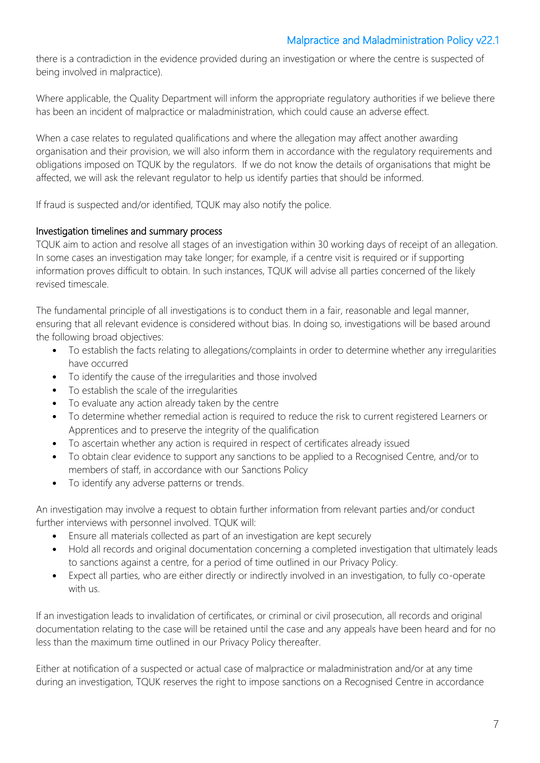there is a contradiction in the evidence provided during an investigation or where the centre is suspected of being involved in malpractice).

Where applicable, the Quality Department will inform the appropriate regulatory authorities if we believe there has been an incident of malpractice or maladministration, which could cause an adverse effect.

When a case relates to regulated qualifications and where the allegation may affect another awarding organisation and their provision, we will also inform them in accordance with the regulatory requirements and obligations imposed on TQUK by the regulators. If we do not know the details of organisations that might be affected, we will ask the relevant regulator to help us identify parties that should be informed.

If fraud is suspected and/or identified, TQUK may also notify the police.

### Investigation timelines and summary process

TQUK aim to action and resolve all stages of an investigation within 30 working days of receipt of an allegation. In some cases an investigation may take longer; for example, if a centre visit is required or if supporting information proves difficult to obtain. In such instances, TQUK will advise all parties concerned of the likely revised timescale.

The fundamental principle of all investigations is to conduct them in a fair, reasonable and legal manner, ensuring that all relevant evidence is considered without bias. In doing so, investigations will be based around the following broad objectives:

- To establish the facts relating to allegations/complaints in order to determine whether any irregularities have occurred
- To identify the cause of the irregularities and those involved
- To establish the scale of the irregularities
- To evaluate any action already taken by the centre
- To determine whether remedial action is required to reduce the risk to current registered Learners or Apprentices and to preserve the integrity of the qualification
- To ascertain whether any action is required in respect of certificates already issued
- To obtain clear evidence to support any sanctions to be applied to a Recognised Centre, and/or to members of staff, in accordance with our Sanctions Policy
- To identify any adverse patterns or trends.

An investigation may involve a request to obtain further information from relevant parties and/or conduct further interviews with personnel involved. TQUK will:

- Ensure all materials collected as part of an investigation are kept securely
- Hold all records and original documentation concerning a completed investigation that ultimately leads to sanctions against a centre, for a period of time outlined in our Privacy Policy.
- Expect all parties, who are either directly or indirectly involved in an investigation, to fully co-operate with us.

If an investigation leads to invalidation of certificates, or criminal or civil prosecution, all records and original documentation relating to the case will be retained until the case and any appeals have been heard and for no less than the maximum time outlined in our Privacy Policy thereafter.

Either at notification of a suspected or actual case of malpractice or maladministration and/or at any time during an investigation, TQUK reserves the right to impose sanctions on a Recognised Centre in accordance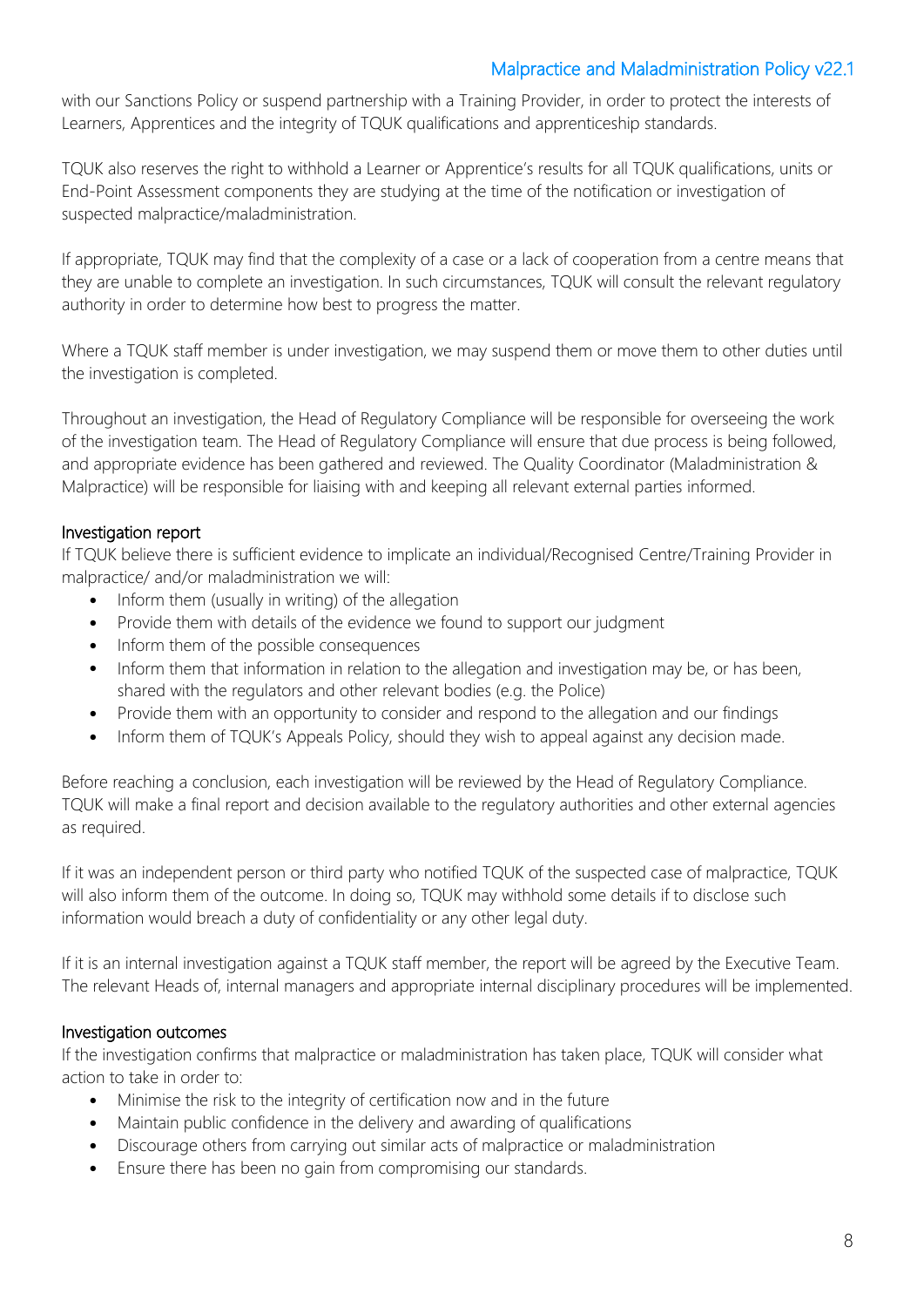with our Sanctions Policy or suspend partnership with a Training Provider, in order to protect the interests of Learners, Apprentices and the integrity of TQUK qualifications and apprenticeship standards.

TQUK also reserves the right to withhold a Learner or Apprentice's results for all TQUK qualifications, units or End-Point Assessment components they are studying at the time of the notification or investigation of suspected malpractice/maladministration.

If appropriate, TQUK may find that the complexity of a case or a lack of cooperation from a centre means that they are unable to complete an investigation. In such circumstances, TQUK will consult the relevant regulatory authority in order to determine how best to progress the matter.

Where a TQUK staff member is under investigation, we may suspend them or move them to other duties until the investigation is completed.

Throughout an investigation, the Head of Regulatory Compliance will be responsible for overseeing the work of the investigation team. The Head of Regulatory Compliance will ensure that due process is being followed, and appropriate evidence has been gathered and reviewed. The Quality Coordinator (Maladministration & Malpractice) will be responsible for liaising with and keeping all relevant external parties informed.

### Investigation report

If TQUK believe there is sufficient evidence to implicate an individual/Recognised Centre/Training Provider in malpractice/ and/or maladministration we will:

- Inform them (usually in writing) of the allegation
- Provide them with details of the evidence we found to support our judgment
- Inform them of the possible consequences
- Inform them that information in relation to the allegation and investigation may be, or has been, shared with the regulators and other relevant bodies (e.g. the Police)
- Provide them with an opportunity to consider and respond to the allegation and our findings
- Inform them of TQUK's Appeals Policy, should they wish to appeal against any decision made.

Before reaching a conclusion, each investigation will be reviewed by the Head of Regulatory Compliance. TQUK will make a final report and decision available to the regulatory authorities and other external agencies as required.

If it was an independent person or third party who notified TQUK of the suspected case of malpractice, TQUK will also inform them of the outcome. In doing so, TQUK may withhold some details if to disclose such information would breach a duty of confidentiality or any other legal duty.

If it is an internal investigation against a TQUK staff member, the report will be agreed by the Executive Team. The relevant Heads of, internal managers and appropriate internal disciplinary procedures will be implemented.

### Investigation outcomes

If the investigation confirms that malpractice or maladministration has taken place, TQUK will consider what action to take in order to:

- Minimise the risk to the integrity of certification now and in the future
- Maintain public confidence in the delivery and awarding of qualifications
- Discourage others from carrying out similar acts of malpractice or maladministration
- Ensure there has been no gain from compromising our standards.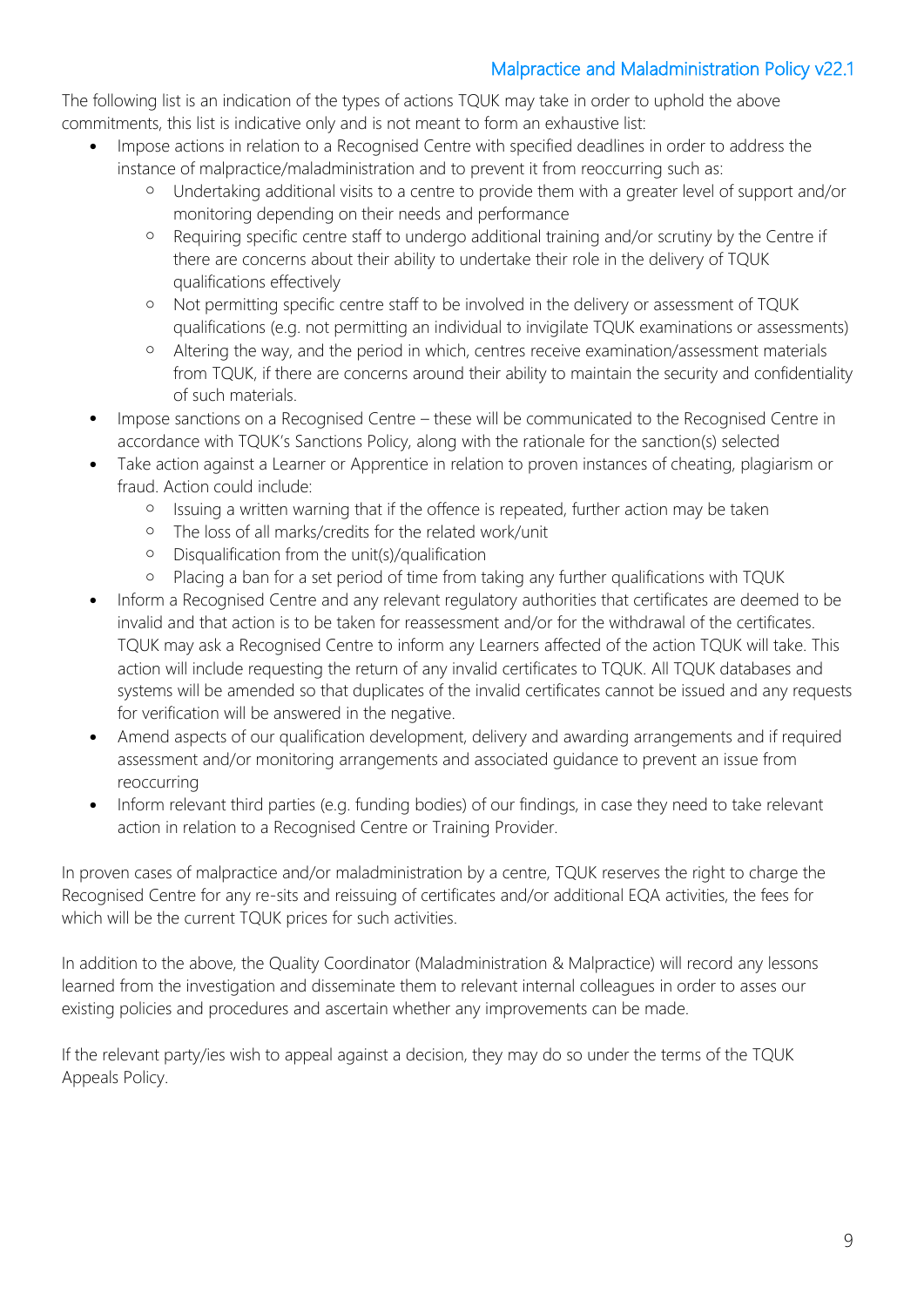The following list is an indication of the types of actions TQUK may take in order to uphold the above commitments, this list is indicative only and is not meant to form an exhaustive list:

- Impose actions in relation to a Recognised Centre with specified deadlines in order to address the instance of malpractice/maladministration and to prevent it from reoccurring such as:
  - Undertaking additional visits to a centre to provide them with a greater level of support and/or monitoring depending on their needs and performance
  - Requiring specific centre staff to undergo additional training and/or scrutiny by the Centre if there are concerns about their ability to undertake their role in the delivery of TQUK qualifications effectively
  - Not permitting specific centre staff to be involved in the delivery or assessment of TQUK qualifications (e.g. not permitting an individual to invigilate TQUK examinations or assessments)
  - Altering the way, and the period in which, centres receive examination/assessment materials from TQUK, if there are concerns around their ability to maintain the security and confidentiality of such materials.
- Impose sanctions on a Recognised Centre – these will be communicated to the Recognised Centre in accordance with TQUK's Sanctions Policy, along with the rationale for the sanction(s) selected
- Take action against a Learner or Apprentice in relation to proven instances of cheating, plagiarism or fraud. Action could include:
  - Issuing a written warning that if the offence is repeated, further action may be taken
  - The loss of all marks/credits for the related work/unit
  - Disqualification from the unit(s)/qualification
  - Placing a ban for a set period of time from taking any further qualifications with TQUK
- Inform a Recognised Centre and any relevant regulatory authorities that certificates are deemed to be invalid and that action is to be taken for reassessment and/or for the withdrawal of the certificates. TQUK may ask a Recognised Centre to inform any Learners affected of the action TQUK will take. This action will include requesting the return of any invalid certificates to TQUK. All TQUK databases and systems will be amended so that duplicates of the invalid certificates cannot be issued and any requests for verification will be answered in the negative.
- Amend aspects of our qualification development, delivery and awarding arrangements and if required assessment and/or monitoring arrangements and associated guidance to prevent an issue from reoccurring
- Inform relevant third parties (e.g. funding bodies) of our findings, in case they need to take relevant action in relation to a Recognised Centre or Training Provider.

In proven cases of malpractice and/or maladministration by a centre, TQUK reserves the right to charge the Recognised Centre for any re-sits and reissuing of certificates and/or additional EQA activities, the fees for which will be the current TQUK prices for such activities.

In addition to the above, the Quality Coordinator (Maladministration & Malpractice) will record any lessons learned from the investigation and disseminate them to relevant internal colleagues in order to asses our existing policies and procedures and ascertain whether any improvements can be made.

If the relevant party/ies wish to appeal against a decision, they may do so under the terms of the TQUK Appeals Policy.